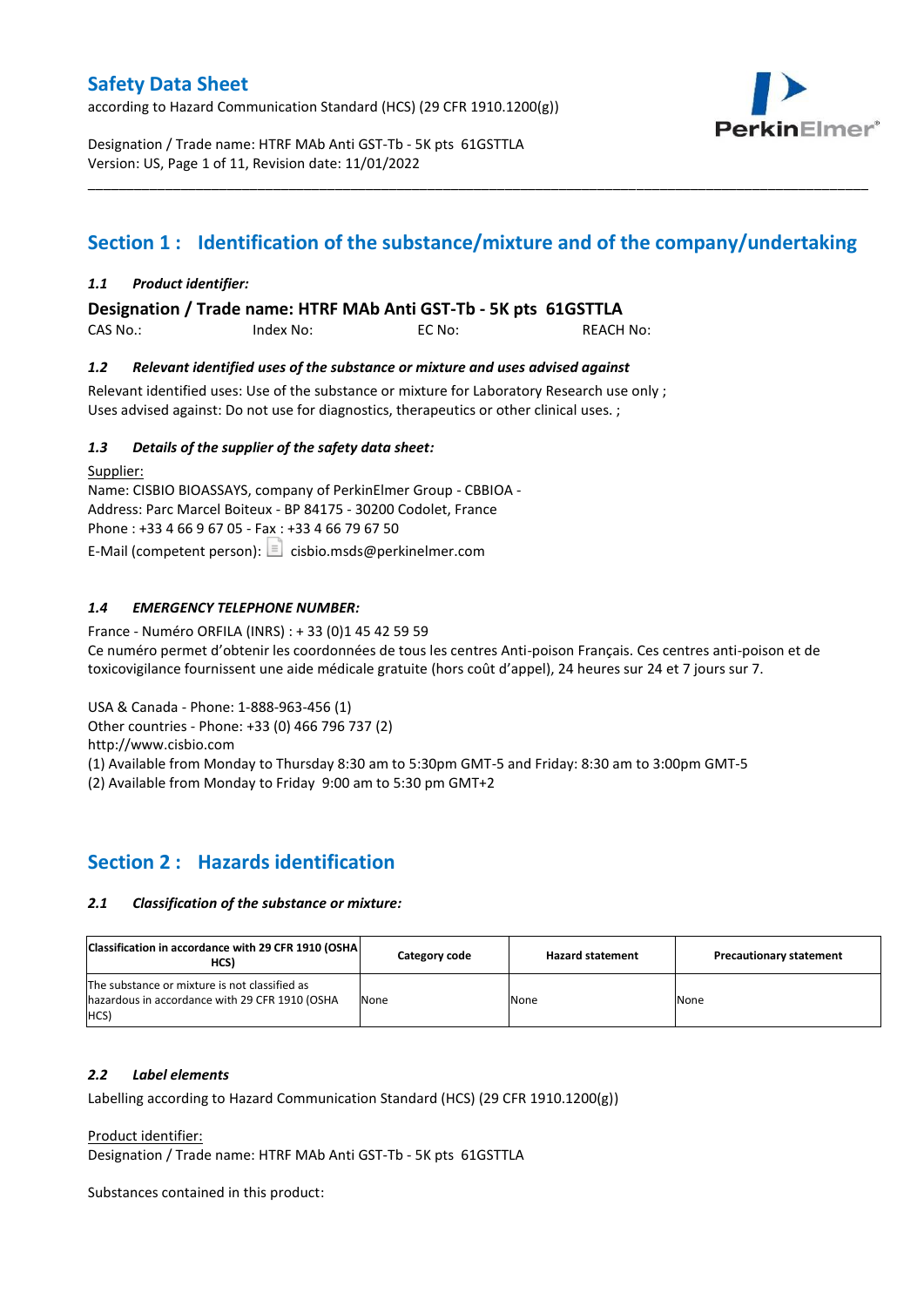# Safety Data Sheet

according to Hazard Communication Standard (HCS) (29 CFR 1910.1200(g))

Designation / Trade name: HTRF MAb Anti GST-Tb - 5K pts 61GSTTLA
Version: US, Page 1 of 11, Revision date: 11/01/2022

## Section 1 : Identification of the substance/mixture and of the company/undertaking

### *1.1 Product identifier:*

**Designation / Trade name: HTRF MAb Anti GST-Tb - 5K pts 61GSTTLA**

CAS No.: Index No: EC No: REACH No:

### *1.2 Relevant identified uses of the substance or mixture and uses advised against*

Relevant identified uses: Use of the substance or mixture for Laboratory Research use only ;
Uses advised against: Do not use for diagnostics, therapeutics or other clinical uses. ;

### *1.3 Details of the supplier of the safety data sheet:*

Supplier:
Name: CISBIO BIOASSAYS, company of PerkinElmer Group - CBBIOA -
Address: Parc Marcel Boiteux - BP 84175 - 30200 Codolet, France
Phone : +33 4 66 9 67 05 - Fax : +33 4 66 79 67 50
E-Mail (competent person): cisbio.msds@perkinelmer.com

### *1.4 EMERGENCY TELEPHONE NUMBER:*

France - Numéro ORFILA (INRS) : + 33 (0)1 45 42 59 59
Ce numéro permet d'obtenir les coordonnées de tous les centres Anti-poison Français. Ces centres anti-poison et de toxicovigilance fournissent une aide médicale gratuite (hors coût d'appel), 24 heures sur 24 et 7 jours sur 7.

USA & Canada - Phone: 1-888-963-456 (1)
Other countries - Phone: +33 (0) 466 796 737 (2)
http://www.cisbio.com
(1) Available from Monday to Thursday 8:30 am to 5:30pm GMT-5 and Friday: 8:30 am to 3:00pm GMT-5
(2) Available from Monday to Friday 9:00 am to 5:30 pm GMT+2

## Section 2 : Hazards identification

### *2.1 Classification of the substance or mixture:*

| Classification in accordance with 29 CFR 1910 (OSHA HCS) | Category code | Hazard statement | Precautionary statement |
|---|---|---|---|
| The substance or mixture is not classified as hazardous in accordance with 29 CFR 1910 (OSHA HCS) | None | None | None |

### *2.2 Label elements*

Labelling according to Hazard Communication Standard (HCS) (29 CFR 1910.1200(g))

Product identifier:
Designation / Trade name: HTRF MAb Anti GST-Tb - 5K pts 61GSTTLA

Substances contained in this product: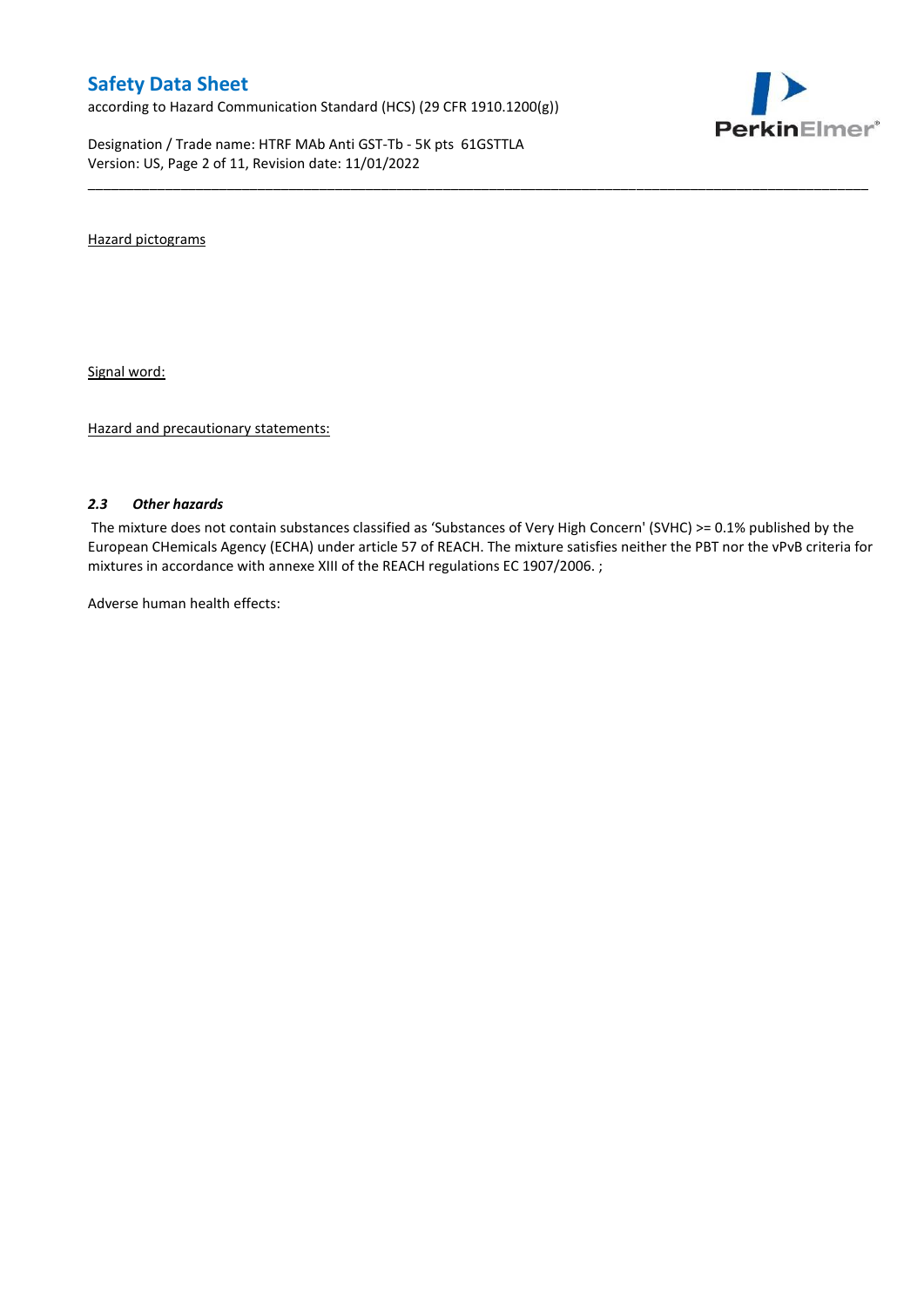Hazard pictograms

Signal word:

Hazard and precautionary statements:

### *2.3 Other hazards*

The mixture does not contain substances classified as 'Substances of Very High Concern' (SVHC) >= 0.1% published by the European CHemicals Agency (ECHA) under article 57 of REACH. The mixture satisfies neither the PBT nor the vPvB criteria for mixtures in accordance with annexe XIII of the REACH regulations EC 1907/2006. ;

Adverse human health effects: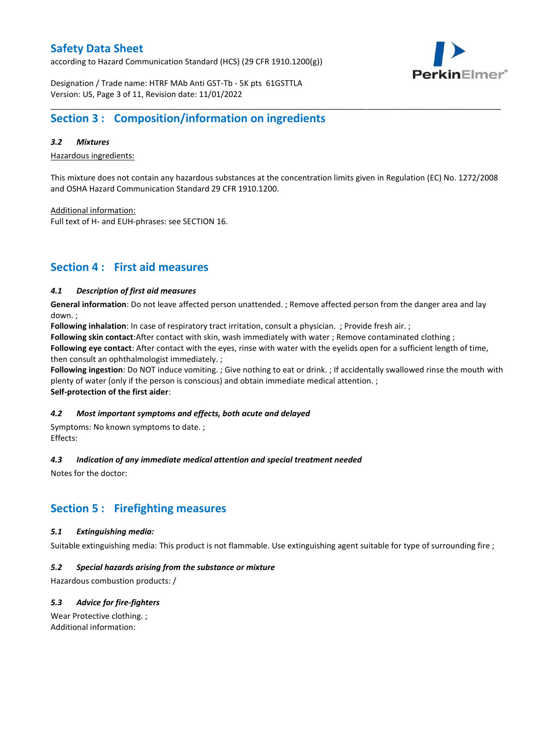## Section 3 : Composition/information on ingredients

### *3.2 Mixtures*

Hazardous ingredients:

This mixture does not contain any hazardous substances at the concentration limits given in Regulation (EC) No. 1272/2008 and OSHA Hazard Communication Standard 29 CFR 1910.1200.

Additional information:
Full text of H- and EUH-phrases: see SECTION 16.

## Section 4 : First aid measures

### *4.1 Description of first aid measures*

**General information**: Do not leave affected person unattended. ; Remove affected person from the danger area and lay down. ;
**Following inhalation**: In case of respiratory tract irritation, consult a physician. ; Provide fresh air. ;
**Following skin contact**:After contact with skin, wash immediately with water ; Remove contaminated clothing ;
**Following eye contact**: After contact with the eyes, rinse with water with the eyelids open for a sufficient length of time, then consult an ophthalmologist immediately. ;
**Following ingestion**: Do NOT induce vomiting. ; Give nothing to eat or drink. ; If accidentally swallowed rinse the mouth with plenty of water (only if the person is conscious) and obtain immediate medical attention. ;
**Self-protection of the first aider**:

### *4.2 Most important symptoms and effects, both acute and delayed*

Symptoms: No known symptoms to date. ;
Effects:

### *4.3 Indication of any immediate medical attention and special treatment needed*

Notes for the doctor:

## Section 5 : Firefighting measures

### *5.1 Extinguishing media:*

Suitable extinguishing media: This product is not flammable. Use extinguishing agent suitable for type of surrounding fire ;

### *5.2 Special hazards arising from the substance or mixture*

Hazardous combustion products: /

### *5.3 Advice for fire-fighters*

Wear Protective clothing. ;
Additional information: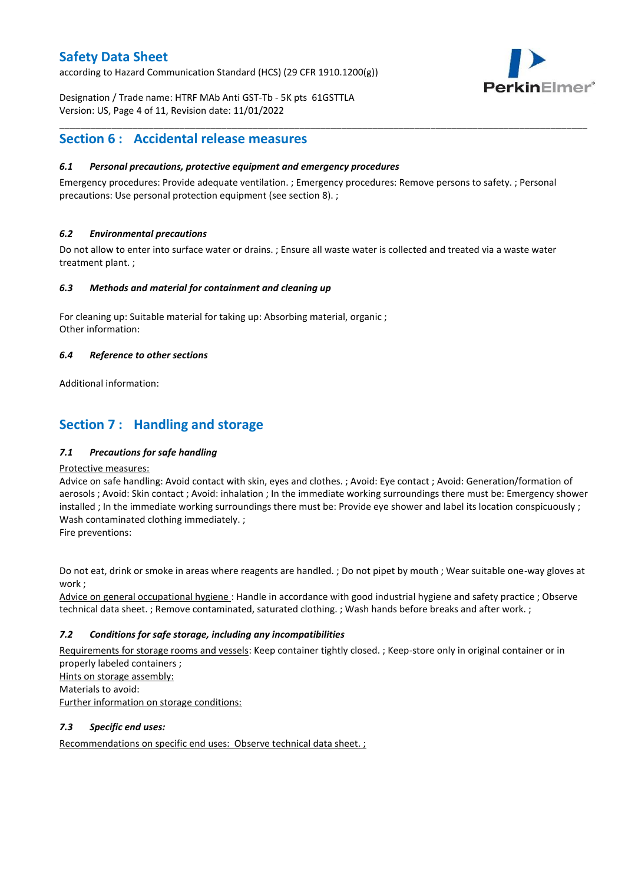## Section 6 : Accidental release measures

### *6.1 Personal precautions, protective equipment and emergency procedures*

Emergency procedures: Provide adequate ventilation. ; Emergency procedures: Remove persons to safety. ; Personal precautions: Use personal protection equipment (see section 8). ;

### *6.2 Environmental precautions*

Do not allow to enter into surface water or drains. ; Ensure all waste water is collected and treated via a waste water treatment plant. ;

### *6.3 Methods and material for containment and cleaning up*

For cleaning up: Suitable material for taking up: Absorbing material, organic ;
Other information:

### *6.4 Reference to other sections*

Additional information:

## Section 7 : Handling and storage

### *7.1 Precautions for safe handling*

Protective measures:
Advice on safe handling: Avoid contact with skin, eyes and clothes. ; Avoid: Eye contact ; Avoid: Generation/formation of aerosols ; Avoid: Skin contact ; Avoid: inhalation ; In the immediate working surroundings there must be: Emergency shower installed ; In the immediate working surroundings there must be: Provide eye shower and label its location conspicuously ; Wash contaminated clothing immediately. ;
Fire preventions:

Do not eat, drink or smoke in areas where reagents are handled. ; Do not pipet by mouth ; Wear suitable one-way gloves at work ;
Advice on general occupational hygiene : Handle in accordance with good industrial hygiene and safety practice ; Observe technical data sheet. ; Remove contaminated, saturated clothing. ; Wash hands before breaks and after work. ;

### *7.2 Conditions for safe storage, including any incompatibilities*

Requirements for storage rooms and vessels: Keep container tightly closed. ; Keep-store only in original container or in properly labeled containers ;
Hints on storage assembly:
Materials to avoid:
Further information on storage conditions:

### *7.3 Specific end uses:*

Recommendations on specific end uses: Observe technical data sheet. ;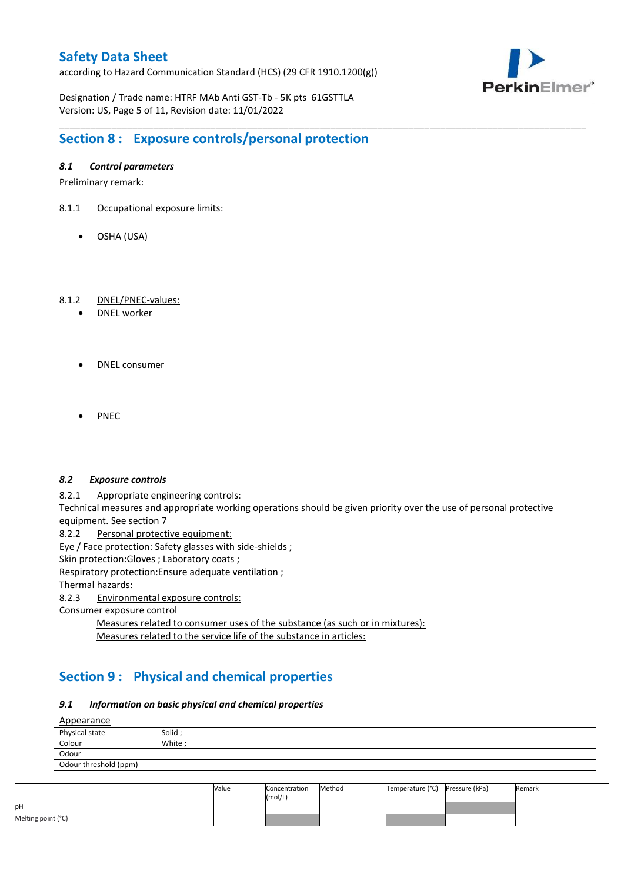## Section 8 : Exposure controls/personal protection

### *8.1 Control parameters*

Preliminary remark:

8.1.1 Occupational exposure limits:

- OSHA (USA)

8.1.2 DNEL/PNEC-values:

- DNEL worker

- DNEL consumer

- PNEC

### *8.2 Exposure controls*

8.2.1 Appropriate engineering controls:

Technical measures and appropriate working operations should be given priority over the use of personal protective equipment. See section 7

8.2.2 Personal protective equipment:

Eye / Face protection: Safety glasses with side-shields ;

Skin protection:Gloves ; Laboratory coats ;

Respiratory protection:Ensure adequate ventilation ;

Thermal hazards:

8.2.3 Environmental exposure controls:

Consumer exposure control

Measures related to consumer uses of the substance (as such or in mixtures):

Measures related to the service life of the substance in articles:

## Section 9 : Physical and chemical properties

### *9.1 Information on basic physical and chemical properties*

Appearance

| Physical state | Solid ; |
|---|---|
| Colour | White ; |
| Odour | |
| Odour threshold (ppm) | |

| | Value | Concentration (mol/L) | Method | Temperature (°C) | Pressure (kPa) | Remark |
|---|---|---|---|---|---|---|
| pH | | | | | | |
| Melting point (°C) | | | | | | |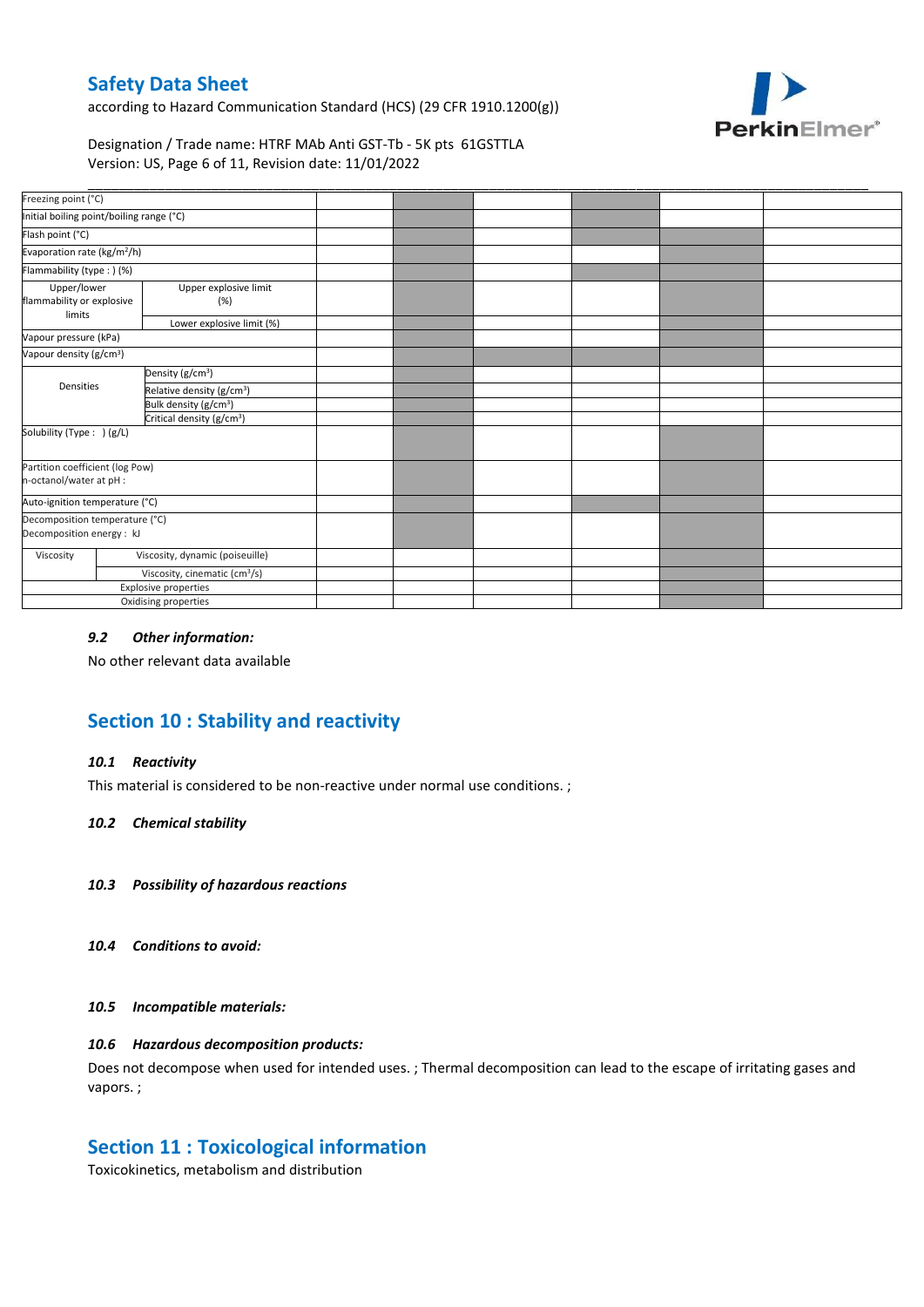| | | | | | | | |
|---|---|---|---|---|---|---|---|
| Freezing point (°C) | | | | | | | |
| Initial boiling point/boiling range (°C) | | | | | | | |
| Flash point (°C) | | | | | | | |
| Evaporation rate (kg/m²/h) | | | | | | | |
| Flammability (type : ) (%) | | | | | | | |
| Upper/lower flammability or explosive limits | Upper explosive limit (%) | | | | | | |
| | Lower explosive limit (%) | | | | | | |
| Vapour pressure (kPa) | | | | | | | |
| Vapour density (g/cm³) | | | | | | | |
| Densities | Density (g/cm³) | | | | | | |
| | Relative density (g/cm³) | | | | | | |
| | Bulk density (g/cm³) | | | | | | |
| | Critical density (g/cm³) | | | | | | |
| Solubility (Type : ) (g/L) | | | | | | | |
| Partition coefficient (log Pow) n-octanol/water at pH : | | | | | | | |
| Auto-ignition temperature (°C) | | | | | | | |
| Decomposition temperature (°C) Decomposition energy : kJ | | | | | | | |
| Viscosity | Viscosity, dynamic (poiseuille) | | | | | | |
| | Viscosity, cinematic (cm³/s) | | | | | | |
| Explosive properties | | | | | | | |
| Oxidising properties | | | | | | | |

### *9.2 Other information:*

No other relevant data available

## Section 10 : Stability and reactivity

### *10.1 Reactivity*

This material is considered to be non-reactive under normal use conditions. ;

### *10.2 Chemical stability*

### *10.3 Possibility of hazardous reactions*

### *10.4 Conditions to avoid:*

### *10.5 Incompatible materials:*

### *10.6 Hazardous decomposition products:*

Does not decompose when used for intended uses. ; Thermal decomposition can lead to the escape of irritating gases and vapors. ;

## Section 11 : Toxicological information

Toxicokinetics, metabolism and distribution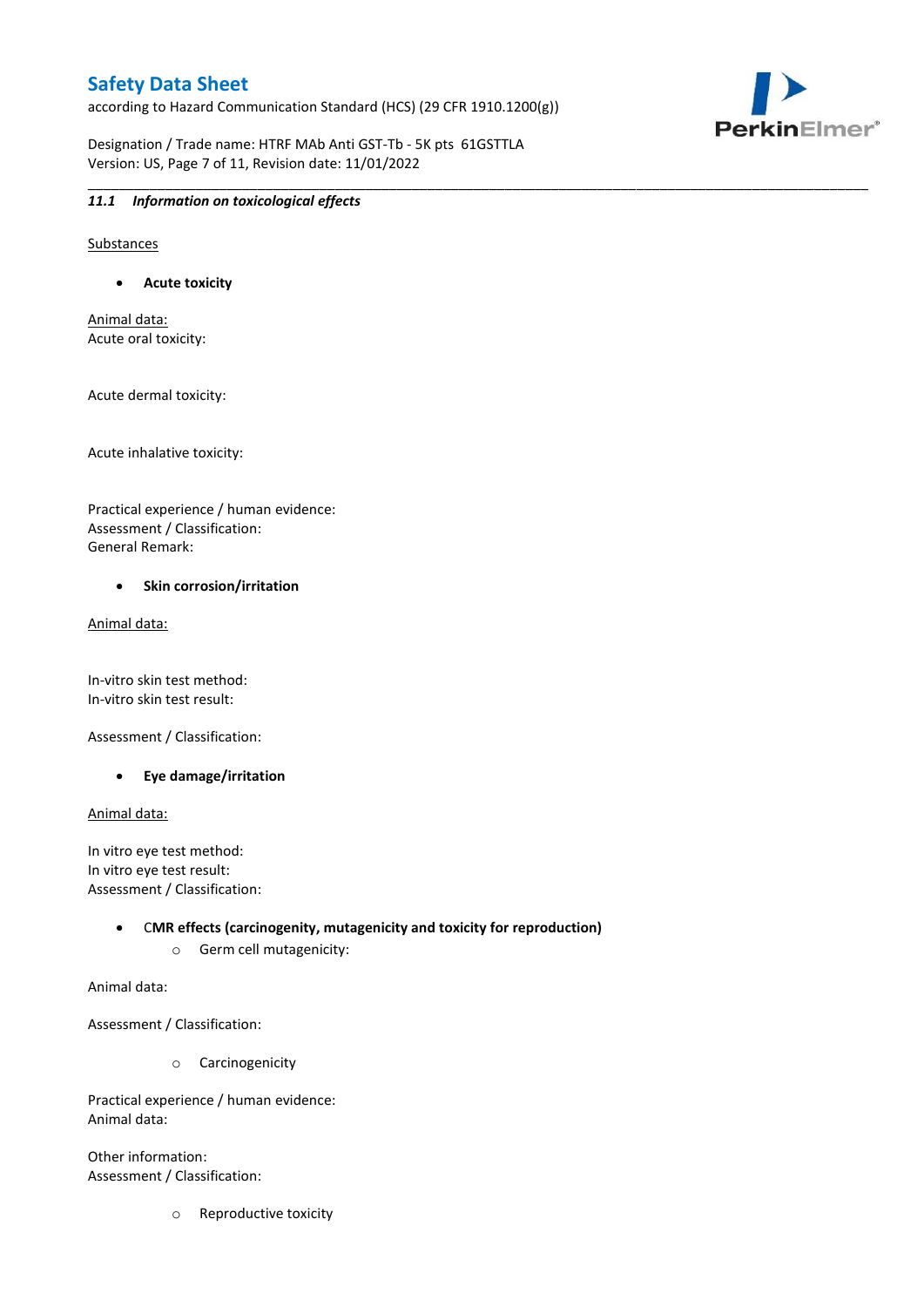### *11.1 Information on toxicological effects*

Substances

- **Acute toxicity**

Animal data:
Acute oral toxicity:

Acute dermal toxicity:

Acute inhalative toxicity:

Practical experience / human evidence:
Assessment / Classification:
General Remark:

- **Skin corrosion/irritation**

Animal data:

In-vitro skin test method:
In-vitro skin test result:

Assessment / Classification:

- **Eye damage/irritation**

Animal data:

In vitro eye test method:
In vitro eye test result:
Assessment / Classification:

- **CMR effects (carcinogenity, mutagenicity and toxicity for reproduction)**
  - Germ cell mutagenicity:

Animal data:

Assessment / Classification:

  - Carcinogenicity

Practical experience / human evidence:
Animal data:

Other information:
Assessment / Classification:

  - Reproductive toxicity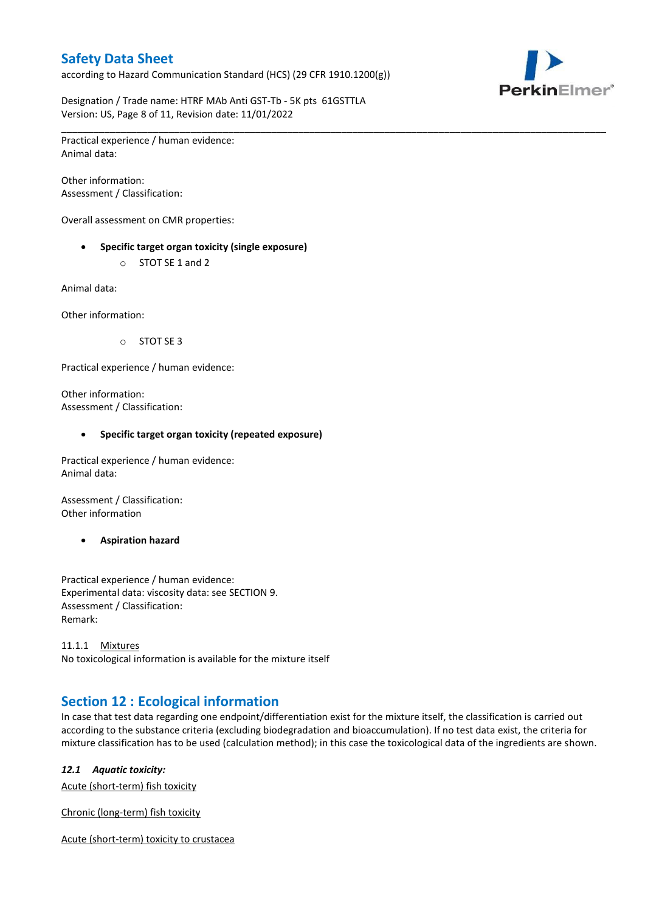Practical experience / human evidence:
Animal data:

Other information:
Assessment / Classification:

Overall assessment on CMR properties:

- **Specific target organ toxicity (single exposure)**
  - STOT SE 1 and 2

Animal data:

Other information:

  - STOT SE 3

Practical experience / human evidence:

Other information:
Assessment / Classification:

- **Specific target organ toxicity (repeated exposure)**

Practical experience / human evidence:
Animal data:

Assessment / Classification:
Other information

- **Aspiration hazard**

Practical experience / human evidence:
Experimental data: viscosity data: see SECTION 9.
Assessment / Classification:
Remark:

11.1.1 Mixtures
No toxicological information is available for the mixture itself

## Section 12 : Ecological information

In case that test data regarding one endpoint/differentiation exist for the mixture itself, the classification is carried out according to the substance criteria (excluding biodegradation and bioaccumulation). If no test data exist, the criteria for mixture classification has to be used (calculation method); in this case the toxicological data of the ingredients are shown.

### *12.1 Aquatic toxicity:*

Acute (short-term) fish toxicity

Chronic (long-term) fish toxicity

Acute (short-term) toxicity to crustacea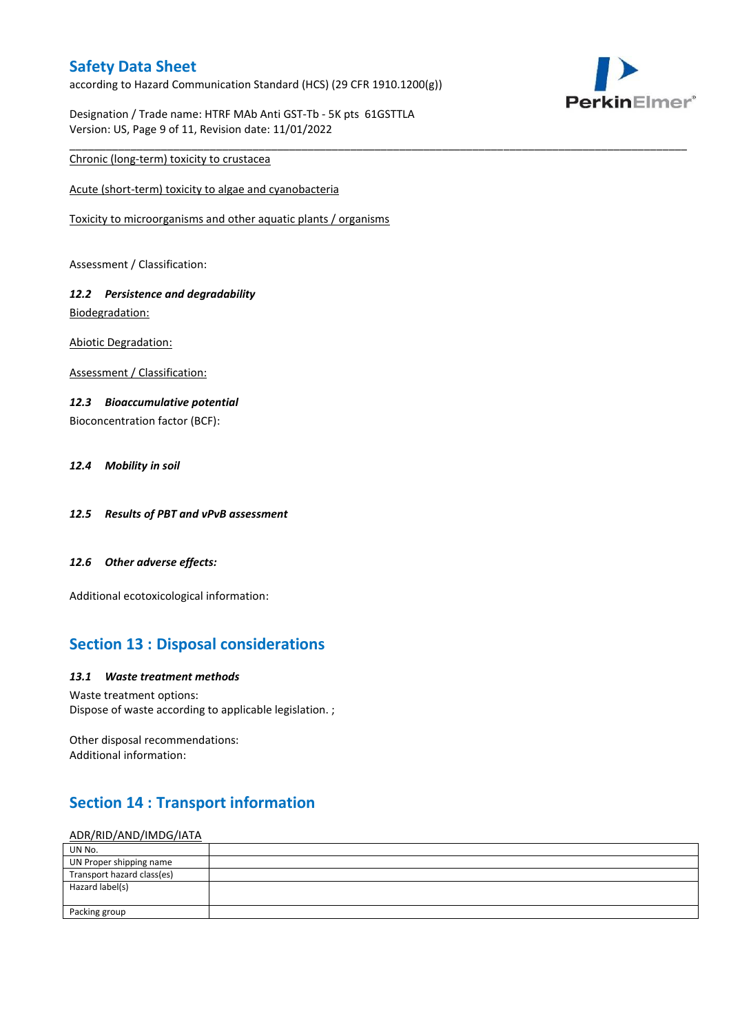Chronic (long-term) toxicity to crustacea

Acute (short-term) toxicity to algae and cyanobacteria

Toxicity to microorganisms and other aquatic plants / organisms

Assessment / Classification:

### *12.2 Persistence and degradability*

Biodegradation:

Abiotic Degradation:

Assessment / Classification:

### *12.3 Bioaccumulative potential*

Bioconcentration factor (BCF):

### *12.4 Mobility in soil*

### *12.5 Results of PBT and vPvB assessment*

### *12.6 Other adverse effects:*

Additional ecotoxicological information:

## Section 13 : Disposal considerations

### *13.1 Waste treatment methods*

Waste treatment options:
Dispose of waste according to applicable legislation. ;

Other disposal recommendations:
Additional information:

## Section 14 : Transport information

ADR/RID/AND/IMDG/IATA

| UN No. | |
|---|---|
| UN Proper shipping name | |
| Transport hazard class(es) | |
| Hazard label(s) | |
| Packing group | |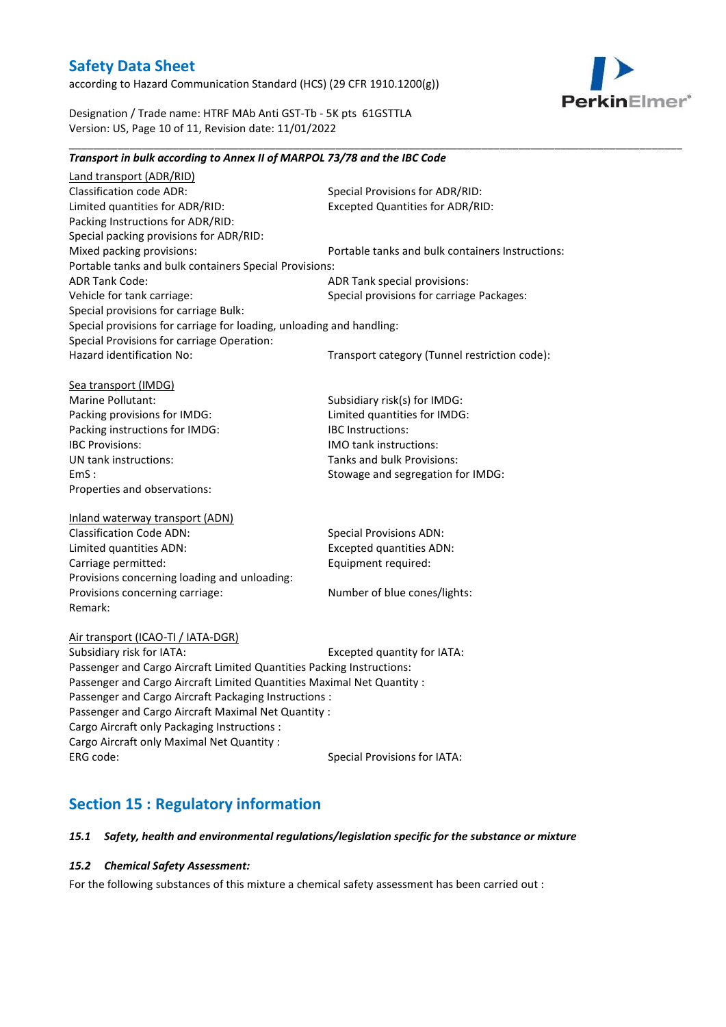***Transport in bulk according to Annex II of MARPOL 73/78 and the IBC Code***

Land transport (ADR/RID)

Classification code ADR:
Special Provisions for ADR/RID:
Limited quantities for ADR/RID:
Excepted Quantities for ADR/RID:
Packing Instructions for ADR/RID:
Special packing provisions for ADR/RID:
Mixed packing provisions:
Portable tanks and bulk containers Instructions:
Portable tanks and bulk containers Special Provisions:
ADR Tank Code:
ADR Tank special provisions:
Vehicle for tank carriage:
Special provisions for carriage Packages:
Special provisions for carriage Bulk:
Special provisions for carriage for loading, unloading and handling:
Special Provisions for carriage Operation:
Hazard identification No:
Transport category (Tunnel restriction code):

Sea transport (IMDG)

Marine Pollutant:
Subsidiary risk(s) for IMDG:
Packing provisions for IMDG:
Limited quantities for IMDG:
Packing instructions for IMDG:
IBC Instructions:
IBC Provisions:
IMO tank instructions:
UN tank instructions:
Tanks and bulk Provisions:
EmS :
Stowage and segregation for IMDG:
Properties and observations:

Inland waterway transport (ADN)

Classification Code ADN:
Special Provisions ADN:
Limited quantities ADN:
Excepted quantities ADN:
Carriage permitted:
Equipment required:
Provisions concerning loading and unloading:
Provisions concerning carriage:
Number of blue cones/lights:
Remark:

Air transport (ICAO-TI / IATA-DGR)

Subsidiary risk for IATA:
Excepted quantity for IATA:
Passenger and Cargo Aircraft Limited Quantities Packing Instructions:
Passenger and Cargo Aircraft Limited Quantities Maximal Net Quantity :
Passenger and Cargo Aircraft Packaging Instructions :
Passenger and Cargo Aircraft Maximal Net Quantity :
Cargo Aircraft only Packaging Instructions :
Cargo Aircraft only Maximal Net Quantity :
ERG code:
Special Provisions for IATA:

## Section 15 : Regulatory information

### *15.1 Safety, health and environmental regulations/legislation specific for the substance or mixture*

### *15.2 Chemical Safety Assessment:*

For the following substances of this mixture a chemical safety assessment has been carried out :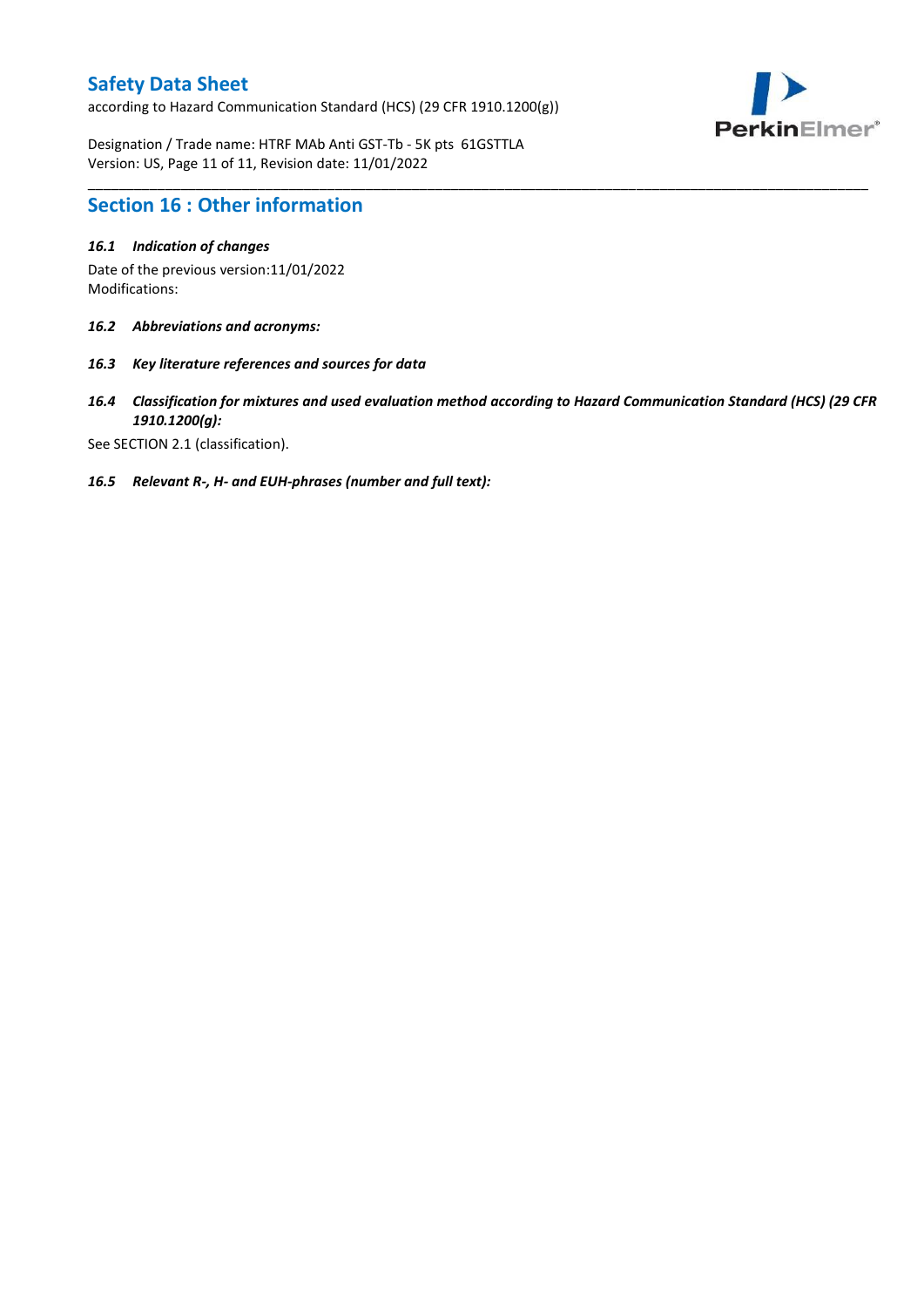## Section 16 : Other information

### *16.1 Indication of changes*

Date of the previous version:11/01/2022

Modifications:

### *16.2 Abbreviations and acronyms:*

### *16.3 Key literature references and sources for data*

### *16.4 Classification for mixtures and used evaluation method according to Hazard Communication Standard (HCS) (29 CFR 1910.1200(g):*

See SECTION 2.1 (classification).

### *16.5 Relevant R-, H- and EUH-phrases (number and full text):*